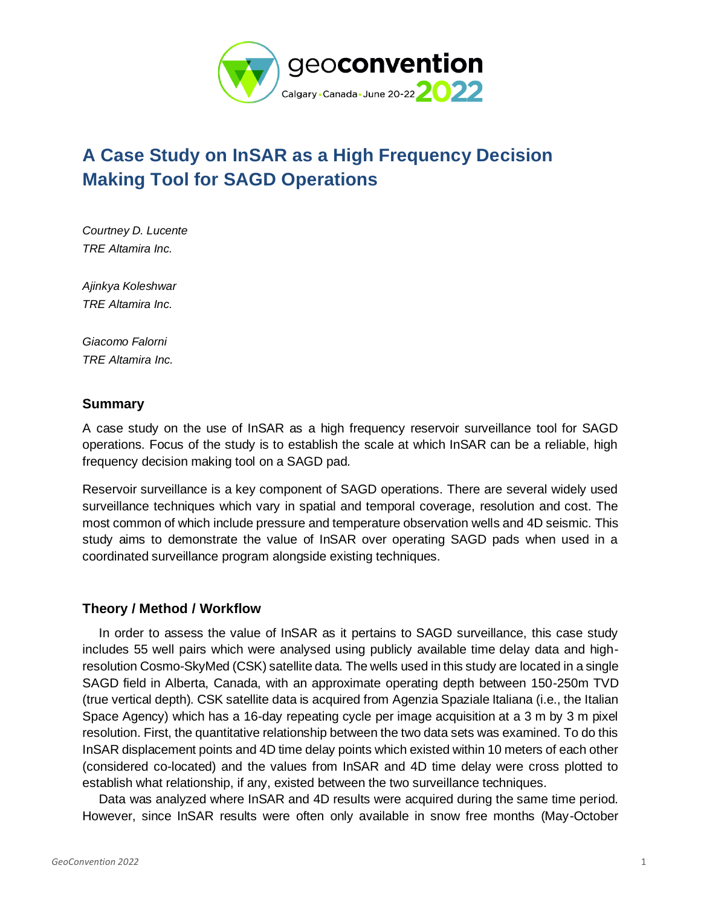# A Case Study on InSAR as a High Frequency Decision Making Tool for SAGD Operations

*Courtney D. Lucente*
*TRE Altamira Inc.*

*Ajinkya Koleshwar*
*TRE Altamira Inc.*

*Giacomo Falorni*
*TRE Altamira Inc.*

## Summary

A case study on the use of InSAR as a high frequency reservoir surveillance tool for SAGD operations. Focus of the study is to establish the scale at which InSAR can be a reliable, high frequency decision making tool on a SAGD pad.

Reservoir surveillance is a key component of SAGD operations. There are several widely used surveillance techniques which vary in spatial and temporal coverage, resolution and cost. The most common of which include pressure and temperature observation wells and 4D seismic. This study aims to demonstrate the value of InSAR over operating SAGD pads when used in a coordinated surveillance program alongside existing techniques.

## Theory / Method / Workflow

In order to assess the value of InSAR as it pertains to SAGD surveillance, this case study includes 55 well pairs which were analysed using publicly available time delay data and high-resolution Cosmo-SkyMed (CSK) satellite data. The wells used in this study are located in a single SAGD field in Alberta, Canada, with an approximate operating depth between 150-250m TVD (true vertical depth). CSK satellite data is acquired from Agenzia Spaziale Italiana (i.e., the Italian Space Agency) which has a 16-day repeating cycle per image acquisition at a 3 m by 3 m pixel resolution. First, the quantitative relationship between the two data sets was examined. To do this InSAR displacement points and 4D time delay points which existed within 10 meters of each other (considered co-located) and the values from InSAR and 4D time delay were cross plotted to establish what relationship, if any, existed between the two surveillance techniques.

Data was analyzed where InSAR and 4D results were acquired during the same time period. However, since InSAR results were often only available in snow free months (May-October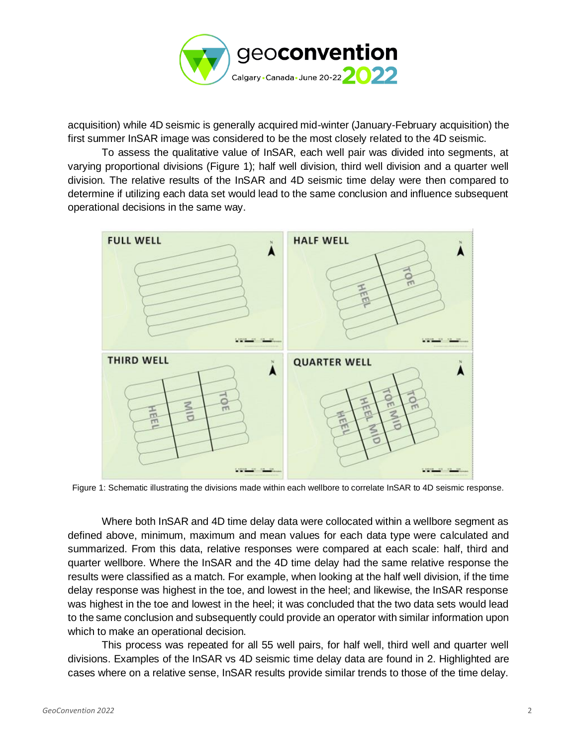acquisition) while 4D seismic is generally acquired mid-winter (January-February acquisition) the first summer InSAR image was considered to be the most closely related to the 4D seismic.

To assess the qualitative value of InSAR, each well pair was divided into segments, at varying proportional divisions (Figure 1); half well division, third well division and a quarter well division. The relative results of the InSAR and 4D seismic time delay were then compared to determine if utilizing each data set would lead to the same conclusion and influence subsequent operational decisions in the same way.

Figure 1: Schematic illustrating the divisions made within each wellbore to correlate InSAR to 4D seismic response.

Where both InSAR and 4D time delay data were collocated within a wellbore segment as defined above, minimum, maximum and mean values for each data type were calculated and summarized. From this data, relative responses were compared at each scale: half, third and quarter wellbore. Where the InSAR and the 4D time delay had the same relative response the results were classified as a match. For example, when looking at the half well division, if the time delay response was highest in the toe, and lowest in the heel; and likewise, the InSAR response was highest in the toe and lowest in the heel; it was concluded that the two data sets would lead to the same conclusion and subsequently could provide an operator with similar information upon which to make an operational decision.

This process was repeated for all 55 well pairs, for half well, third well and quarter well divisions. Examples of the InSAR vs 4D seismic time delay data are found in 2. Highlighted are cases where on a relative sense, InSAR results provide similar trends to those of the time delay.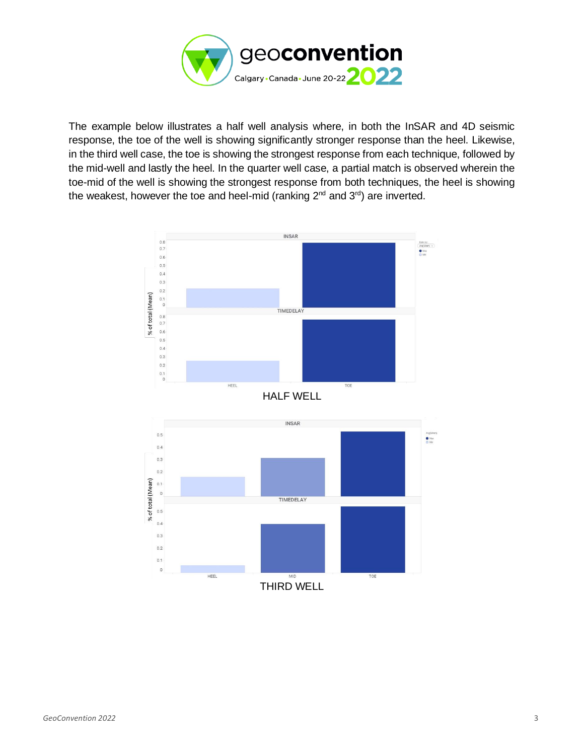The example below illustrates a half well analysis where, in both the InSAR and 4D seismic response, the toe of the well is showing significantly stronger response than the heel. Likewise, in the third well case, the toe is showing the strongest response from each technique, followed by the mid-well and lastly the heel. In the quarter well case, a partial match is observed wherein the toe-mid of the well is showing the strongest response from both techniques, the heel is showing the weakest, however the toe and heel-mid (ranking 2nd and 3rd) are inverted.

HALF WELL

THIRD WELL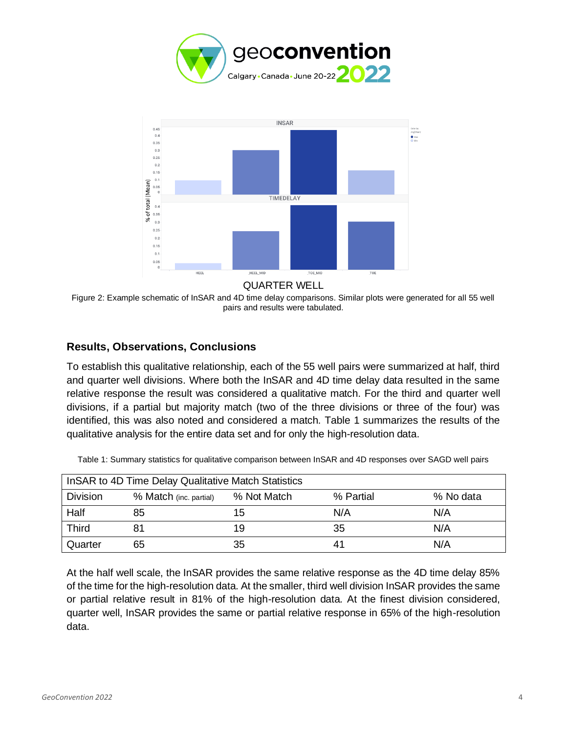Figure 2: Example schematic of InSAR and 4D time delay comparisons. Similar plots were generated for all 55 well pairs and results were tabulated.

## Results, Observations, Conclusions

To establish this qualitative relationship, each of the 55 well pairs were summarized at half, third and quarter well divisions. Where both the InSAR and 4D time delay data resulted in the same relative response the result was considered a qualitative match. For the third and quarter well divisions, if a partial but majority match (two of the three divisions or three of the four) was identified, this was also noted and considered a match. Table 1 summarizes the results of the qualitative analysis for the entire data set and for only the high-resolution data.

Table 1: Summary statistics for qualitative comparison between InSAR and 4D responses over SAGD well pairs

| InSAR to 4D Time Delay Qualitative Match Statistics | | | | |
|---|---|---|---|---|
| Division | % Match (inc. partial) | % Not Match | % Partial | % No data |
| Half | 85 | 15 | N/A | N/A |
| Third | 81 | 19 | 35 | N/A |
| Quarter | 65 | 35 | 41 | N/A |

At the half well scale, the InSAR provides the same relative response as the 4D time delay 85% of the time for the high-resolution data. At the smaller, third well division InSAR provides the same or partial relative result in 81% of the high-resolution data. At the finest division considered, quarter well, InSAR provides the same or partial relative response in 65% of the high-resolution data.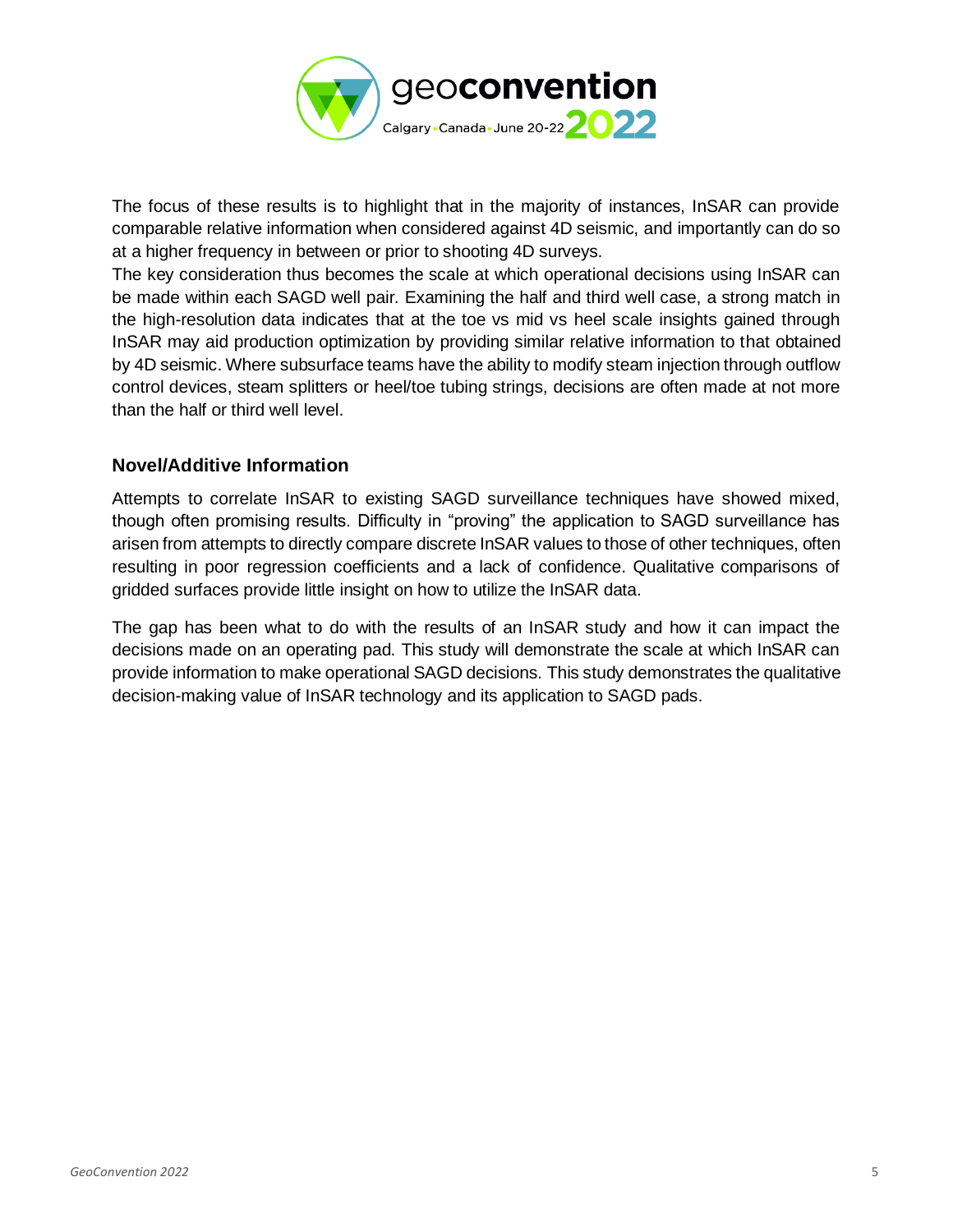The focus of these results is to highlight that in the majority of instances, InSAR can provide comparable relative information when considered against 4D seismic, and importantly can do so at a higher frequency in between or prior to shooting 4D surveys.

The key consideration thus becomes the scale at which operational decisions using InSAR can be made within each SAGD well pair. Examining the half and third well case, a strong match in the high-resolution data indicates that at the toe vs mid vs heel scale insights gained through InSAR may aid production optimization by providing similar relative information to that obtained by 4D seismic. Where subsurface teams have the ability to modify steam injection through outflow control devices, steam splitters or heel/toe tubing strings, decisions are often made at not more than the half or third well level.

## Novel/Additive Information

Attempts to correlate InSAR to existing SAGD surveillance techniques have showed mixed, though often promising results. Difficulty in "proving" the application to SAGD surveillance has arisen from attempts to directly compare discrete InSAR values to those of other techniques, often resulting in poor regression coefficients and a lack of confidence. Qualitative comparisons of gridded surfaces provide little insight on how to utilize the InSAR data.

The gap has been what to do with the results of an InSAR study and how it can impact the decisions made on an operating pad. This study will demonstrate the scale at which InSAR can provide information to make operational SAGD decisions. This study demonstrates the qualitative decision-making value of InSAR technology and its application to SAGD pads.